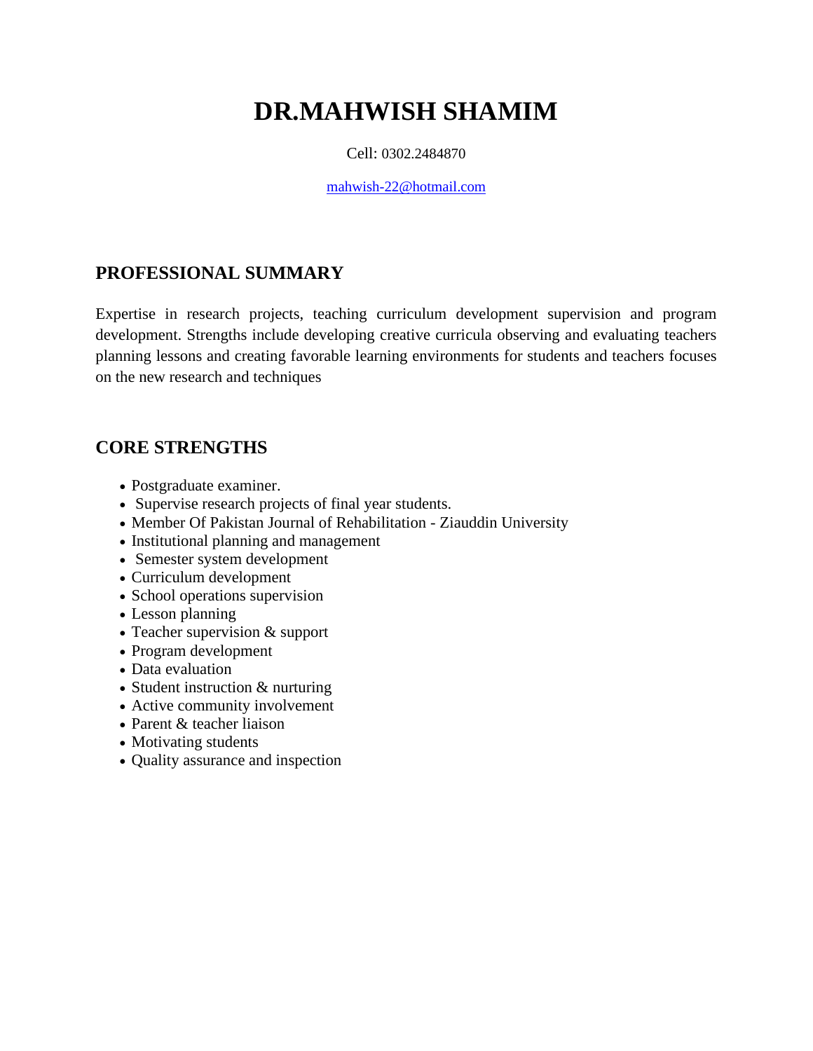# DR.MAHWISH SHAMIM

Cell: 0302.2484870

mahwish-22@hotmail.com

## PROFESSIONAL SUMMARY

Expertise in research projects, teaching curriculum development supervision and program development. Strengths include developing creative curricula observing and evaluating teachers planning lessons and creating favorable learning environments for students and teachers focuses on the new research and techniques

## CORE STRENGTHS

- Postgraduate examiner.
- Supervise research projects of final year students.
- Member Of Pakistan Journal of Rehabilitation - Ziauddin University
- Institutional planning and management
- Semester system development
- Curriculum development
- School operations supervision
- Lesson planning
- Teacher supervision & support
- Program development
- Data evaluation
- Student instruction & nurturing
- Active community involvement
- Parent & teacher liaison
- Motivating students
- Quality assurance and inspection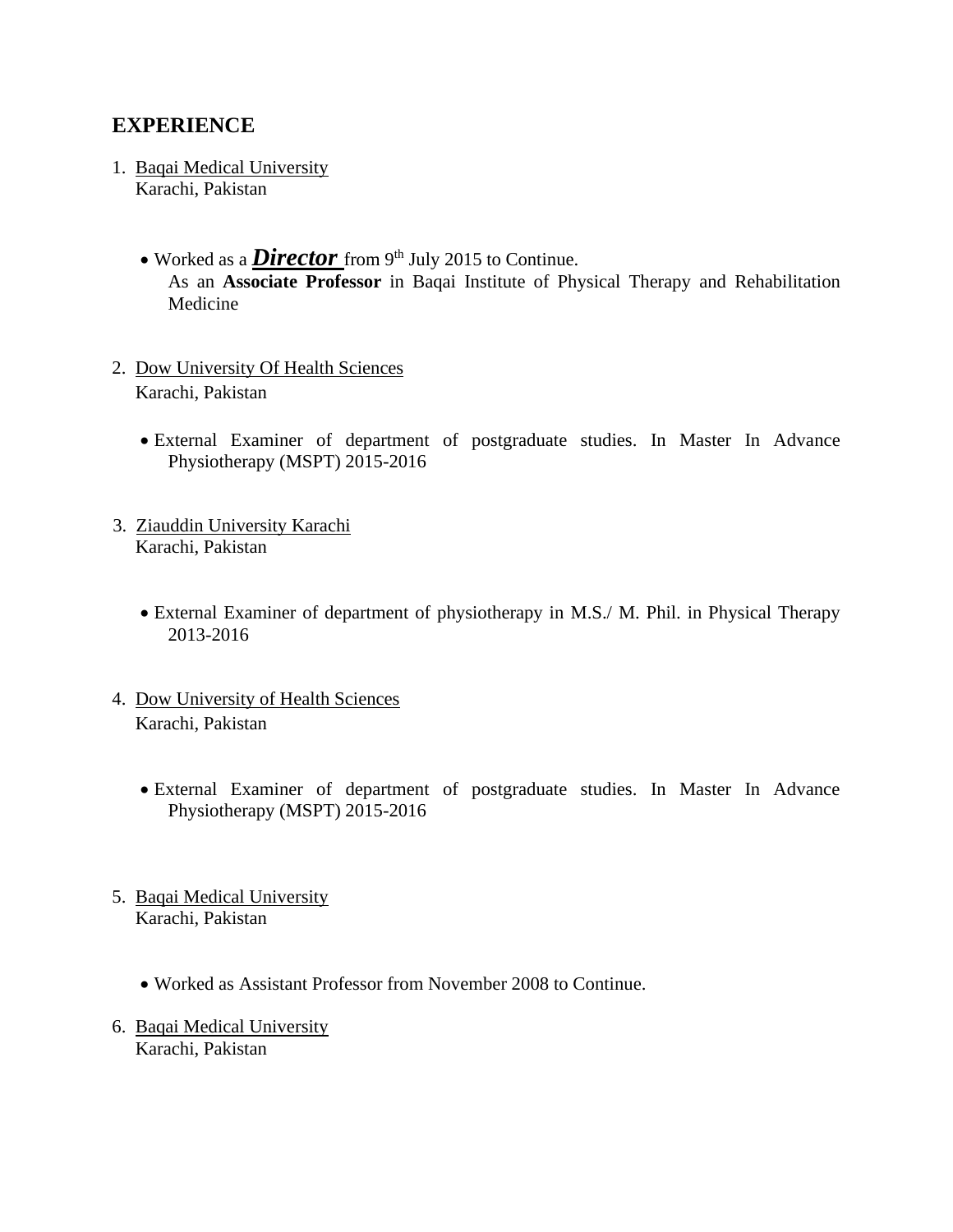## EXPERIENCE

1. Baqai Medical University
   Karachi, Pakistan

   - Worked as a ***Director*** from 9th July 2015 to Continue.
     As an **Associate Professor** in Baqai Institute of Physical Therapy and Rehabilitation Medicine

2. Dow University Of Health Sciences
   Karachi, Pakistan

   - External Examiner of department of postgraduate studies. In Master In Advance Physiotherapy (MSPT) 2015-2016

3. Ziauddin University Karachi
   Karachi, Pakistan

   - External Examiner of department of physiotherapy in M.S./ M. Phil. in Physical Therapy 2013-2016

4. Dow University of Health Sciences
   Karachi, Pakistan

   - External Examiner of department of postgraduate studies. In Master In Advance Physiotherapy (MSPT) 2015-2016

5. Baqai Medical University
   Karachi, Pakistan

   - Worked as Assistant Professor from November 2008 to Continue.

6. Baqai Medical University
   Karachi, Pakistan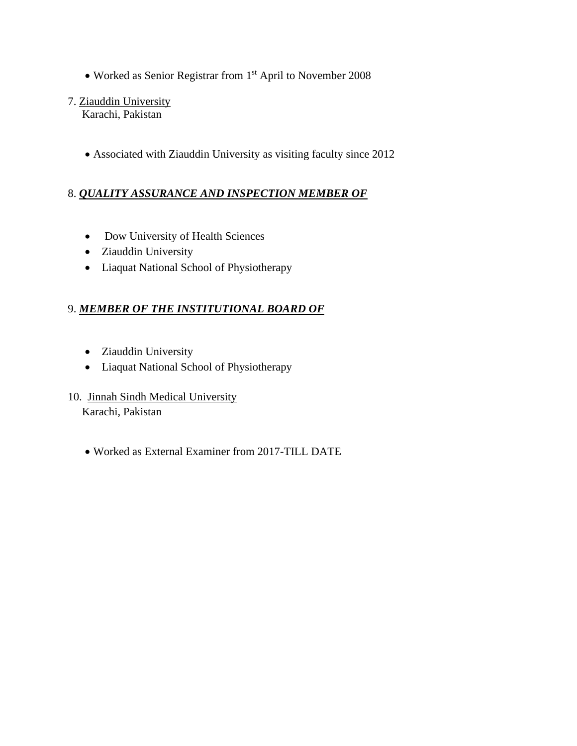- Worked as Senior Registrar from 1st April to November 2008

7. <u>Ziauddin University</u>
   Karachi, Pakistan

   - Associated with Ziauddin University as visiting faculty since 2012

8. ***<u>QUALITY ASSURANCE AND INSPECTION MEMBER OF</u>***

   - Dow University of Health Sciences
   - Ziauddin University
   - Liaquat National School of Physiotherapy

9. ***<u>MEMBER OF THE INSTITUTIONAL BOARD OF</u>***

   - Ziauddin University
   - Liaquat National School of Physiotherapy

10. <u>Jinnah Sindh Medical University</u>
    Karachi, Pakistan

    - Worked as External Examiner from 2017-TILL DATE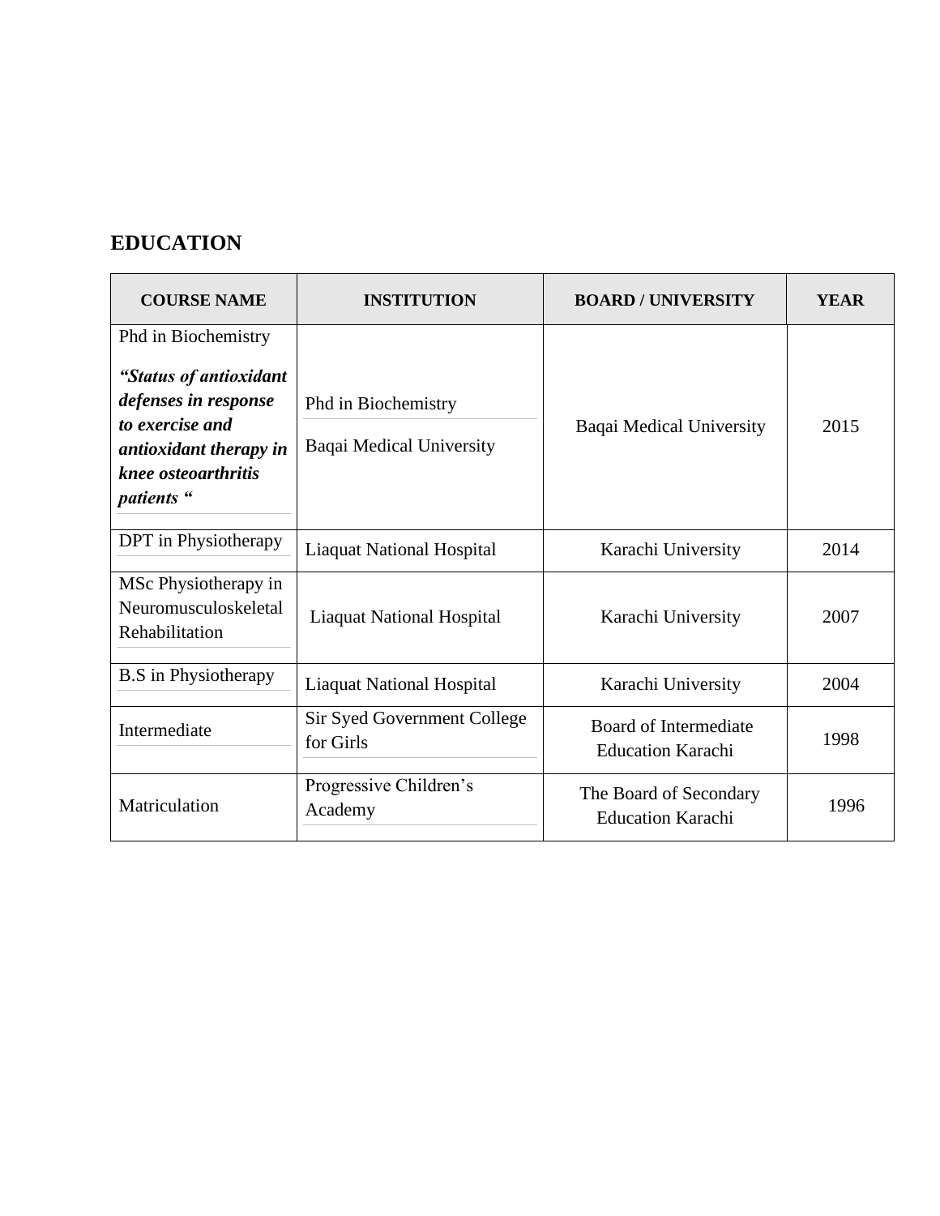## EDUCATION

| COURSE NAME | INSTITUTION | BOARD / UNIVERSITY | YEAR |
|---|---|---|---|
| Phd in Biochemistry ***"Status of antioxidant defenses in response to exercise and antioxidant therapy in knee osteoarthritis patients "*** | Phd in Biochemistry Baqai Medical University | Baqai Medical University | 2015 |
| DPT in Physiotherapy | Liaquat National Hospital | Karachi University | 2014 |
| MSc Physiotherapy in Neuromusculoskeletal Rehabilitation | Liaquat National Hospital | Karachi University | 2007 |
| B.S in Physiotherapy | Liaquat National Hospital | Karachi University | 2004 |
| Intermediate | Sir Syed Government College for Girls | Board of Intermediate Education Karachi | 1998 |
| Matriculation | Progressive Children's Academy | The Board of Secondary Education Karachi | 1996 |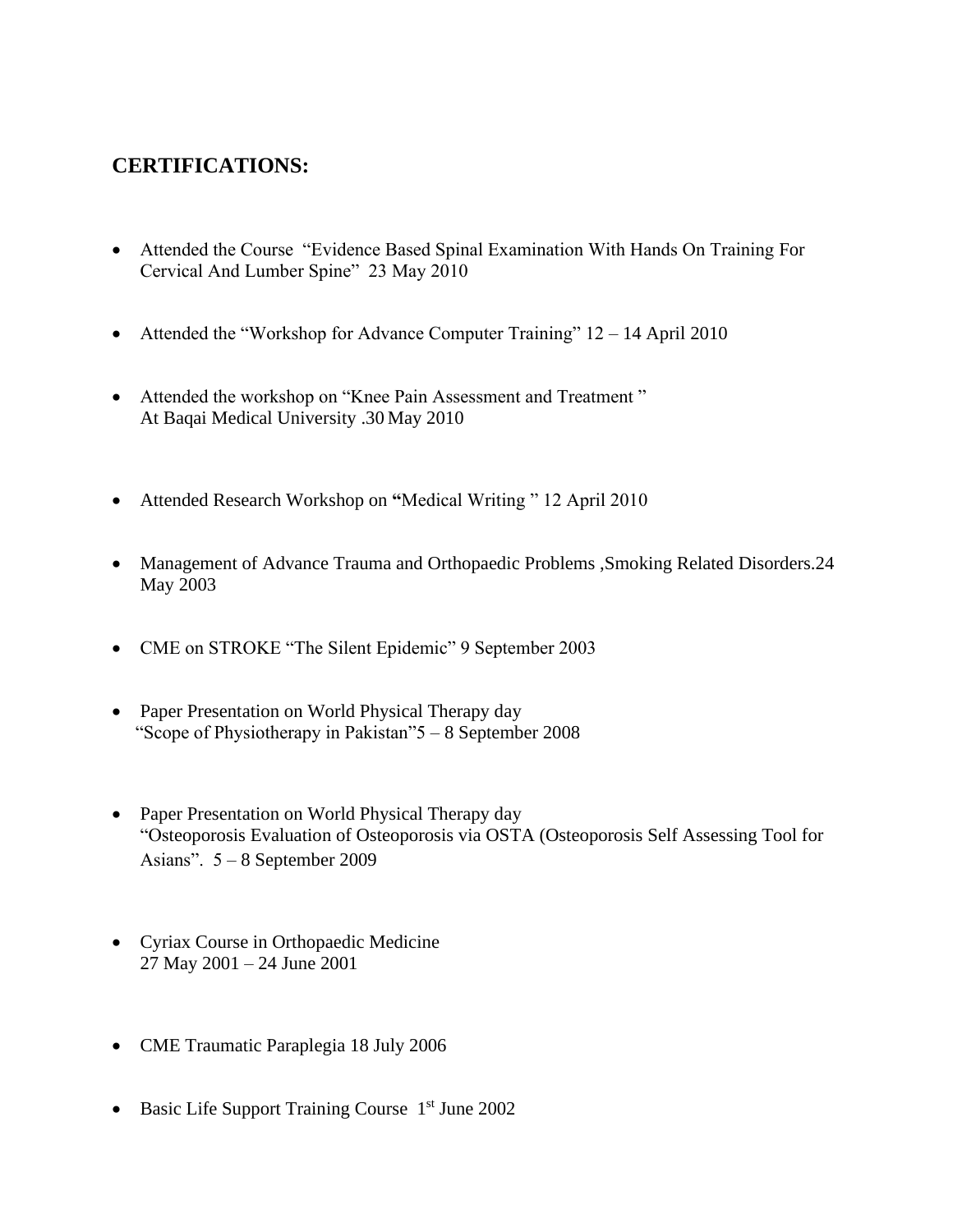## CERTIFICATIONS:

- Attended the Course "Evidence Based Spinal Examination With Hands On Training For Cervical And Lumber Spine" 23 May 2010
- Attended the "Workshop for Advance Computer Training" 12 – 14 April 2010
- Attended the workshop on "Knee Pain Assessment and Treatment " At Baqai Medical University .30 May 2010
- Attended Research Workshop on **"**Medical Writing " 12 April 2010
- Management of Advance Trauma and Orthopaedic Problems ,Smoking Related Disorders.24 May 2003
- CME on STROKE "The Silent Epidemic" 9 September 2003
- Paper Presentation on World Physical Therapy day "Scope of Physiotherapy in Pakistan"5 – 8 September 2008
- Paper Presentation on World Physical Therapy day "Osteoporosis Evaluation of Osteoporosis via OSTA (Osteoporosis Self Assessing Tool for Asians". 5 – 8 September 2009
- Cyriax Course in Orthopaedic Medicine 27 May 2001 – 24 June 2001
- CME Traumatic Paraplegia 18 July 2006
- Basic Life Support Training Course 1st June 2002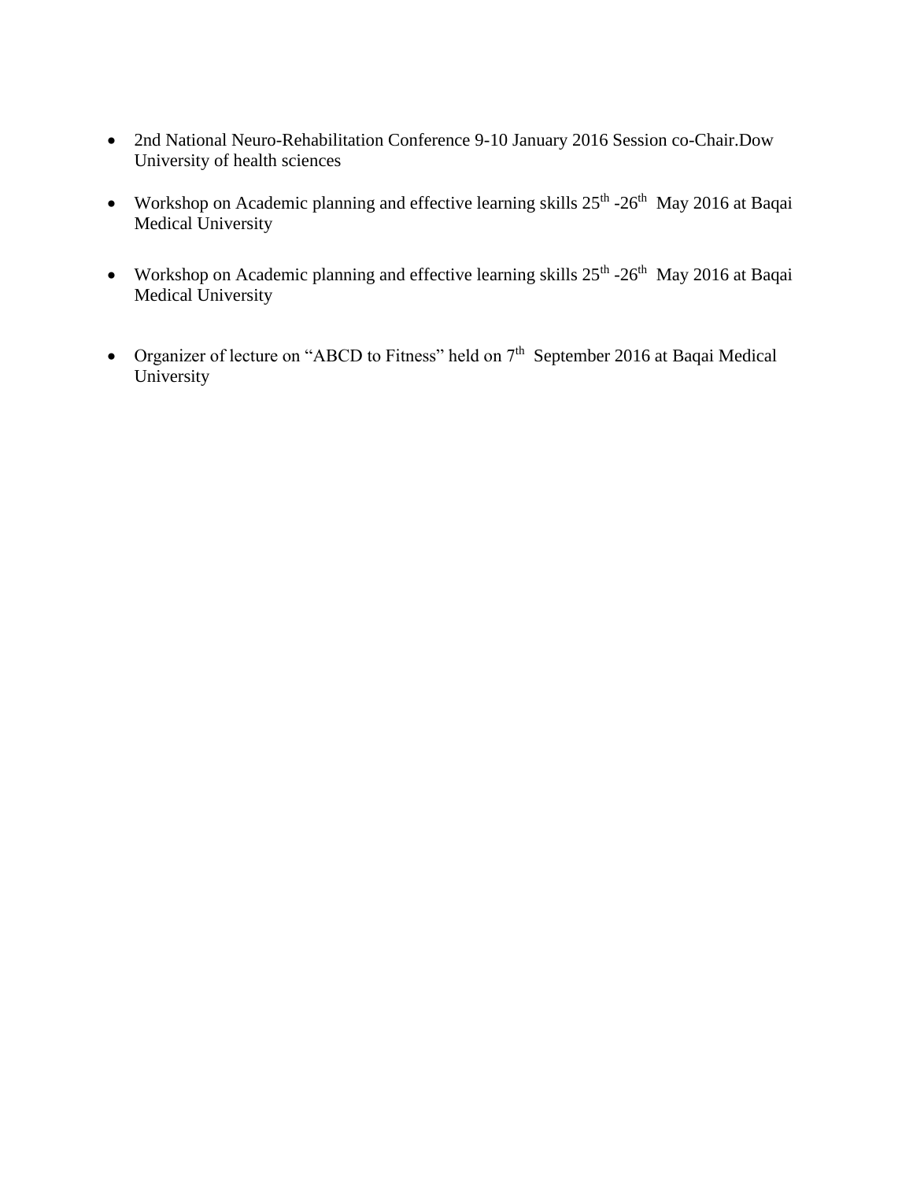- 2nd National Neuro-Rehabilitation Conference 9-10 January 2016 Session co-Chair.Dow University of health sciences

- Workshop on Academic planning and effective learning skills 25th -26th May 2016 at Baqai Medical University

- Workshop on Academic planning and effective learning skills 25th -26th May 2016 at Baqai Medical University

- Organizer of lecture on "ABCD to Fitness" held on 7th September 2016 at Baqai Medical University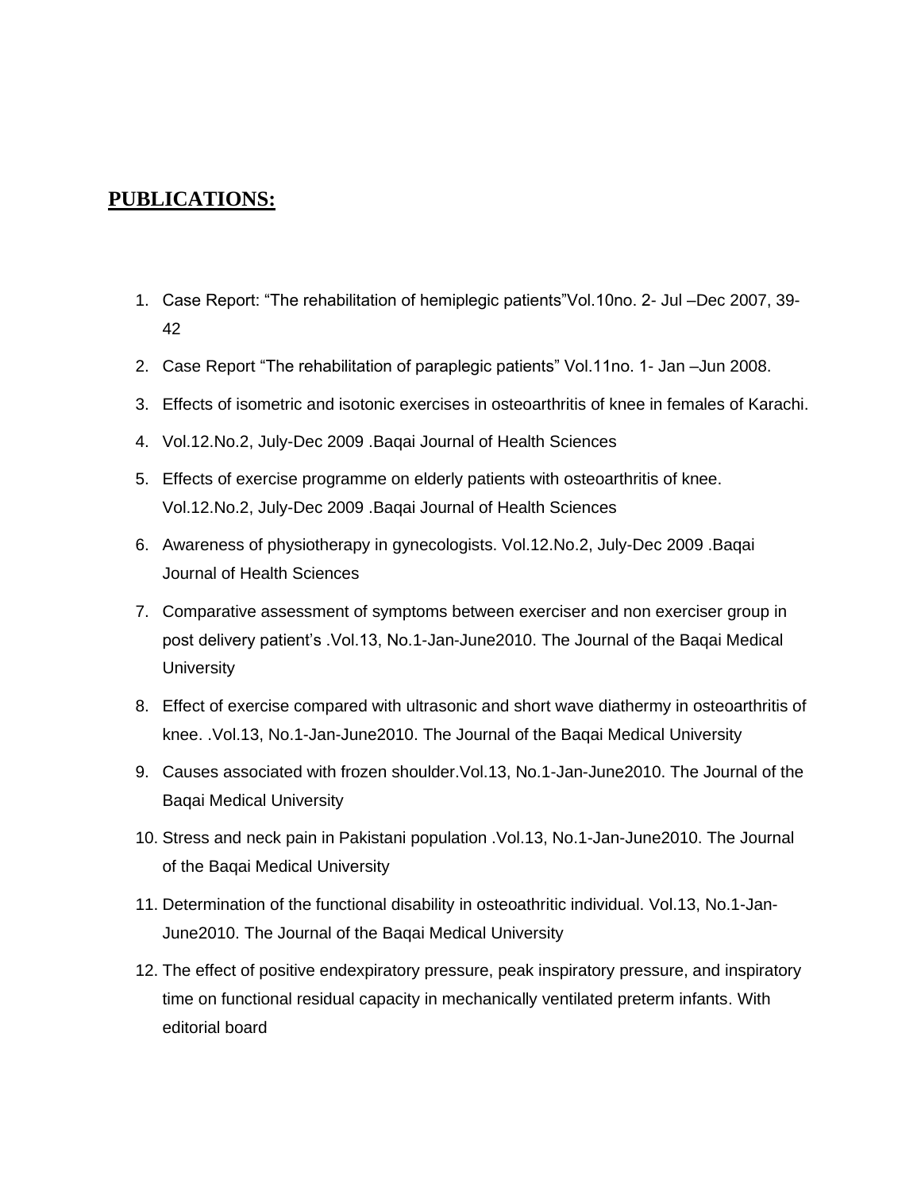## PUBLICATIONS:

1. Case Report: "The rehabilitation of hemiplegic patients"Vol.10no. 2- Jul –Dec 2007, 39-42
2. Case Report "The rehabilitation of paraplegic patients" Vol.11no. 1- Jan –Jun 2008.
3. Effects of isometric and isotonic exercises in osteoarthritis of knee in females of Karachi.
4. Vol.12.No.2, July-Dec 2009 .Baqai Journal of Health Sciences
5. Effects of exercise programme on elderly patients with osteoarthritis of knee. Vol.12.No.2, July-Dec 2009 .Baqai Journal of Health Sciences
6. Awareness of physiotherapy in gynecologists. Vol.12.No.2, July-Dec 2009 .Baqai Journal of Health Sciences
7. Comparative assessment of symptoms between exerciser and non exerciser group in post delivery patient's .Vol.13, No.1-Jan-June2010. The Journal of the Baqai Medical University
8. Effect of exercise compared with ultrasonic and short wave diathermy in osteoarthritis of knee. .Vol.13, No.1-Jan-June2010. The Journal of the Baqai Medical University
9. Causes associated with frozen shoulder.Vol.13, No.1-Jan-June2010. The Journal of the Baqai Medical University
10. Stress and neck pain in Pakistani population .Vol.13, No.1-Jan-June2010. The Journal of the Baqai Medical University
11. Determination of the functional disability in osteoathritic individual. Vol.13, No.1-Jan-June2010. The Journal of the Baqai Medical University
12. The effect of positive endexpiratory pressure, peak inspiratory pressure, and inspiratory time on functional residual capacity in mechanically ventilated preterm infants. With editorial board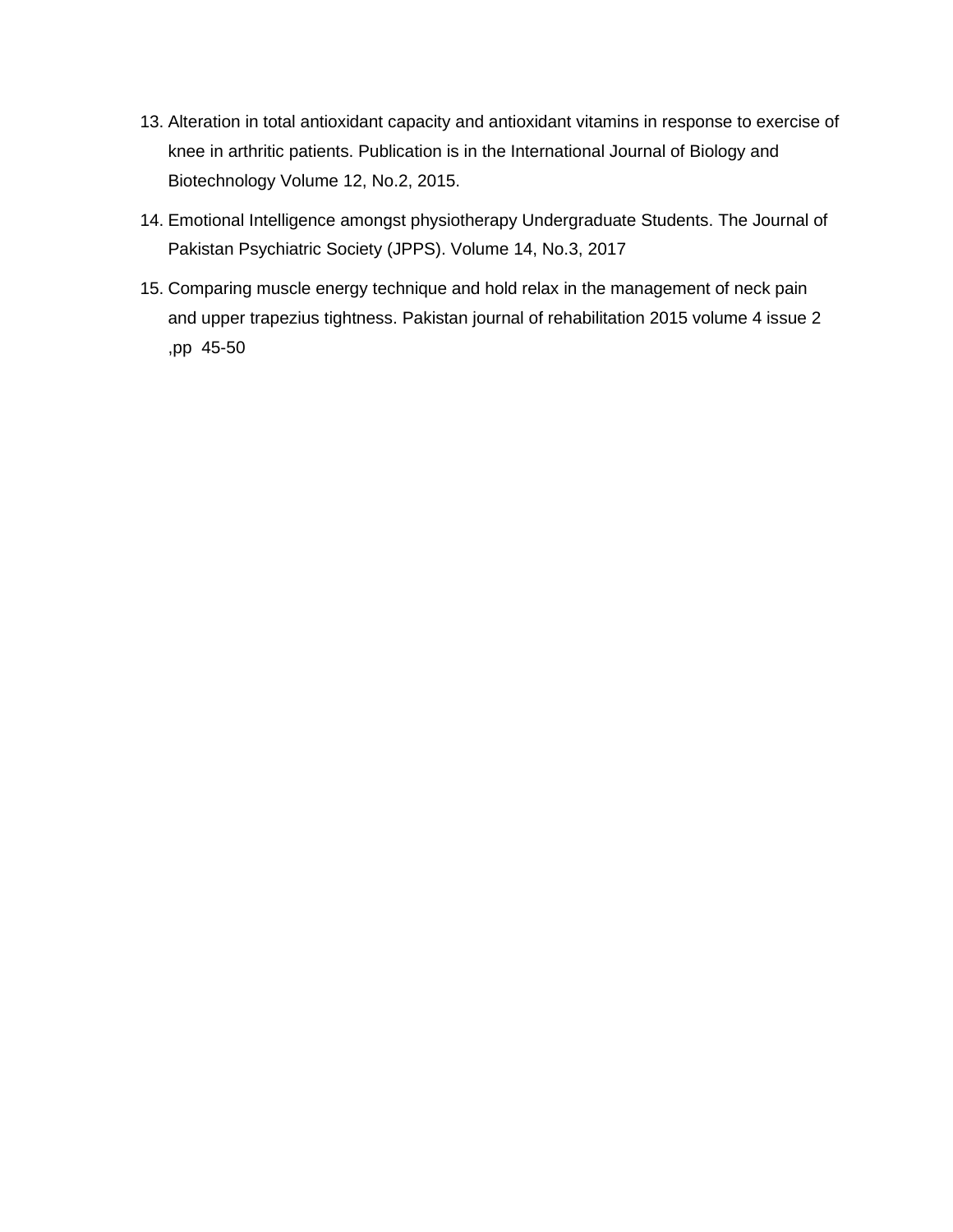13. Alteration in total antioxidant capacity and antioxidant vitamins in response to exercise of knee in arthritic patients. Publication is in the International Journal of Biology and Biotechnology Volume 12, No.2, 2015.
14. Emotional Intelligence amongst physiotherapy Undergraduate Students. The Journal of Pakistan Psychiatric Society (JPPS). Volume 14, No.3, 2017
15. Comparing muscle energy technique and hold relax in the management of neck pain and upper trapezius tightness. Pakistan journal of rehabilitation 2015 volume 4 issue 2 ,pp 45-50